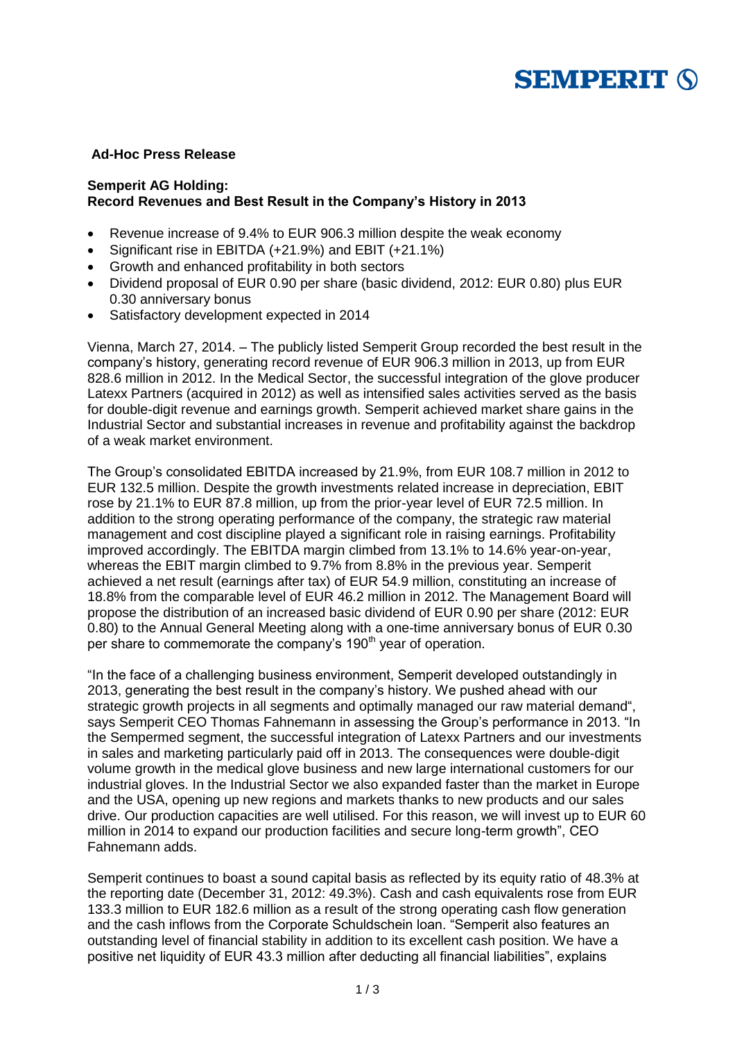**Ad-Hoc Press Release**

**Semperit AG Holding:**
**Record Revenues and Best Result in the Company's History in 2013**

- Revenue increase of 9.4% to EUR 906.3 million despite the weak economy
- Significant rise in EBITDA (+21.9%) and EBIT (+21.1%)
- Growth and enhanced profitability in both sectors
- Dividend proposal of EUR 0.90 per share (basic dividend, 2012: EUR 0.80) plus EUR 0.30 anniversary bonus
- Satisfactory development expected in 2014

Vienna, March 27, 2014. – The publicly listed Semperit Group recorded the best result in the company's history, generating record revenue of EUR 906.3 million in 2013, up from EUR 828.6 million in 2012. In the Medical Sector, the successful integration of the glove producer Latexx Partners (acquired in 2012) as well as intensified sales activities served as the basis for double-digit revenue and earnings growth. Semperit achieved market share gains in the Industrial Sector and substantial increases in revenue and profitability against the backdrop of a weak market environment.

The Group's consolidated EBITDA increased by 21.9%, from EUR 108.7 million in 2012 to EUR 132.5 million. Despite the growth investments related increase in depreciation, EBIT rose by 21.1% to EUR 87.8 million, up from the prior-year level of EUR 72.5 million. In addition to the strong operating performance of the company, the strategic raw material management and cost discipline played a significant role in raising earnings. Profitability improved accordingly. The EBITDA margin climbed from 13.1% to 14.6% year-on-year, whereas the EBIT margin climbed to 9.7% from 8.8% in the previous year. Semperit achieved a net result (earnings after tax) of EUR 54.9 million, constituting an increase of 18.8% from the comparable level of EUR 46.2 million in 2012. The Management Board will propose the distribution of an increased basic dividend of EUR 0.90 per share (2012: EUR 0.80) to the Annual General Meeting along with a one-time anniversary bonus of EUR 0.30 per share to commemorate the company's 190th year of operation.

"In the face of a challenging business environment, Semperit developed outstandingly in 2013, generating the best result in the company's history. We pushed ahead with our strategic growth projects in all segments and optimally managed our raw material demand", says Semperit CEO Thomas Fahnemann in assessing the Group's performance in 2013. "In the Sempermed segment, the successful integration of Latexx Partners and our investments in sales and marketing particularly paid off in 2013. The consequences were double-digit volume growth in the medical glove business and new large international customers for our industrial gloves. In the Industrial Sector we also expanded faster than the market in Europe and the USA, opening up new regions and markets thanks to new products and our sales drive. Our production capacities are well utilised. For this reason, we will invest up to EUR 60 million in 2014 to expand our production facilities and secure long-term growth", CEO Fahnemann adds.

Semperit continues to boast a sound capital basis as reflected by its equity ratio of 48.3% at the reporting date (December 31, 2012: 49.3%). Cash and cash equivalents rose from EUR 133.3 million to EUR 182.6 million as a result of the strong operating cash flow generation and the cash inflows from the Corporate Schuldschein loan. "Semperit also features an outstanding level of financial stability in addition to its excellent cash position. We have a positive net liquidity of EUR 43.3 million after deducting all financial liabilities", explains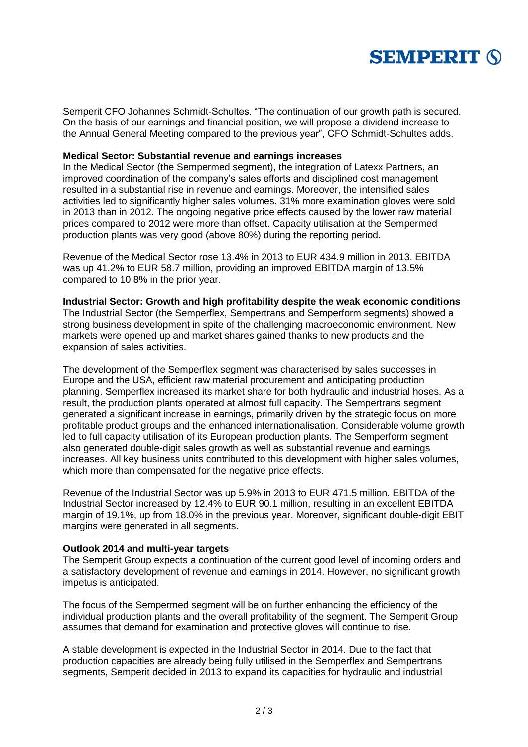Semperit CFO Johannes Schmidt-Schultes. "The continuation of our growth path is secured. On the basis of our earnings and financial position, we will propose a dividend increase to the Annual General Meeting compared to the previous year", CFO Schmidt-Schultes adds.

**Medical Sector: Substantial revenue and earnings increases**

In the Medical Sector (the Sempermed segment), the integration of Latexx Partners, an improved coordination of the company's sales efforts and disciplined cost management resulted in a substantial rise in revenue and earnings. Moreover, the intensified sales activities led to significantly higher sales volumes. 31% more examination gloves were sold in 2013 than in 2012. The ongoing negative price effects caused by the lower raw material prices compared to 2012 were more than offset. Capacity utilisation at the Sempermed production plants was very good (above 80%) during the reporting period.

Revenue of the Medical Sector rose 13.4% in 2013 to EUR 434.9 million in 2013. EBITDA was up 41.2% to EUR 58.7 million, providing an improved EBITDA margin of 13.5% compared to 10.8% in the prior year.

**Industrial Sector: Growth and high profitability despite the weak economic conditions**

The Industrial Sector (the Semperflex, Sempertrans and Semperform segments) showed a strong business development in spite of the challenging macroeconomic environment. New markets were opened up and market shares gained thanks to new products and the expansion of sales activities.

The development of the Semperflex segment was characterised by sales successes in Europe and the USA, efficient raw material procurement and anticipating production planning. Semperflex increased its market share for both hydraulic and industrial hoses. As a result, the production plants operated at almost full capacity. The Sempertrans segment generated a significant increase in earnings, primarily driven by the strategic focus on more profitable product groups and the enhanced internationalisation. Considerable volume growth led to full capacity utilisation of its European production plants. The Semperform segment also generated double-digit sales growth as well as substantial revenue and earnings increases. All key business units contributed to this development with higher sales volumes, which more than compensated for the negative price effects.

Revenue of the Industrial Sector was up 5.9% in 2013 to EUR 471.5 million. EBITDA of the Industrial Sector increased by 12.4% to EUR 90.1 million, resulting in an excellent EBITDA margin of 19.1%, up from 18.0% in the previous year. Moreover, significant double-digit EBIT margins were generated in all segments.

**Outlook 2014 and multi-year targets**

The Semperit Group expects a continuation of the current good level of incoming orders and a satisfactory development of revenue and earnings in 2014. However, no significant growth impetus is anticipated.

The focus of the Sempermed segment will be on further enhancing the efficiency of the individual production plants and the overall profitability of the segment. The Semperit Group assumes that demand for examination and protective gloves will continue to rise.

A stable development is expected in the Industrial Sector in 2014. Due to the fact that production capacities are already being fully utilised in the Semperflex and Sempertrans segments, Semperit decided in 2013 to expand its capacities for hydraulic and industrial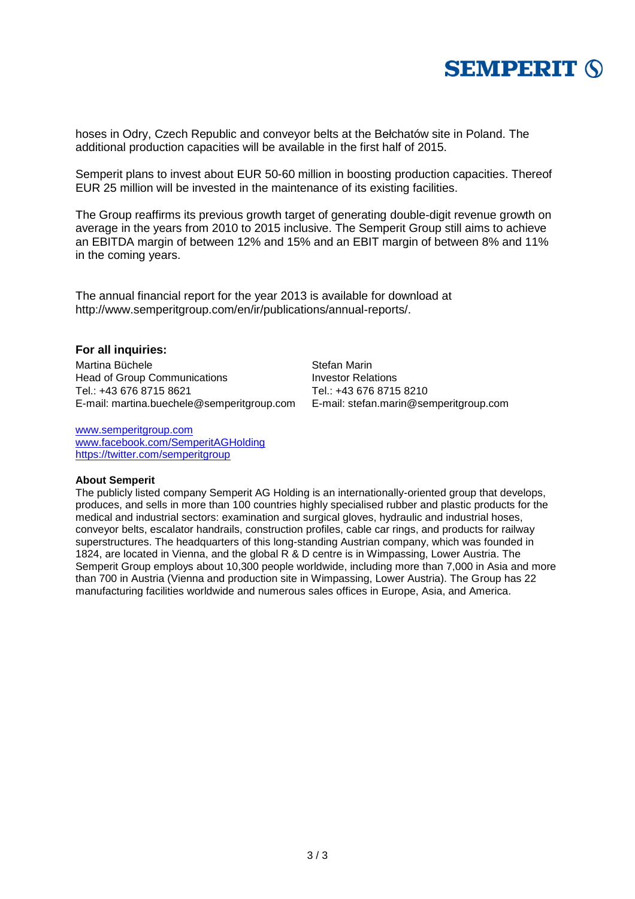hoses in Odry, Czech Republic and conveyor belts at the Bełchatów site in Poland. The additional production capacities will be available in the first half of 2015.

Semperit plans to invest about EUR 50-60 million in boosting production capacities. Thereof EUR 25 million will be invested in the maintenance of its existing facilities.

The Group reaffirms its previous growth target of generating double-digit revenue growth on average in the years from 2010 to 2015 inclusive. The Semperit Group still aims to achieve an EBITDA margin of between 12% and 15% and an EBIT margin of between 8% and 11% in the coming years.

The annual financial report for the year 2013 is available for download at http://www.semperitgroup.com/en/ir/publications/annual-reports/.

**For all inquiries:**

Martina Büchele
Head of Group Communications
Tel.: +43 676 8715 8621
E-mail: martina.buechele@semperitgroup.com

Stefan Marin
Investor Relations
Tel.: +43 676 8715 8210
E-mail: stefan.marin@semperitgroup.com

www.semperitgroup.com
www.facebook.com/SemperitAGHolding
https://twitter.com/semperitgroup

**About Semperit**

The publicly listed company Semperit AG Holding is an internationally-oriented group that develops, produces, and sells in more than 100 countries highly specialised rubber and plastic products for the medical and industrial sectors: examination and surgical gloves, hydraulic and industrial hoses, conveyor belts, escalator handrails, construction profiles, cable car rings, and products for railway superstructures. The headquarters of this long-standing Austrian company, which was founded in 1824, are located in Vienna, and the global R & D centre is in Wimpassing, Lower Austria. The Semperit Group employs about 10,300 people worldwide, including more than 7,000 in Asia and more than 700 in Austria (Vienna and production site in Wimpassing, Lower Austria). The Group has 22 manufacturing facilities worldwide and numerous sales offices in Europe, Asia, and America.